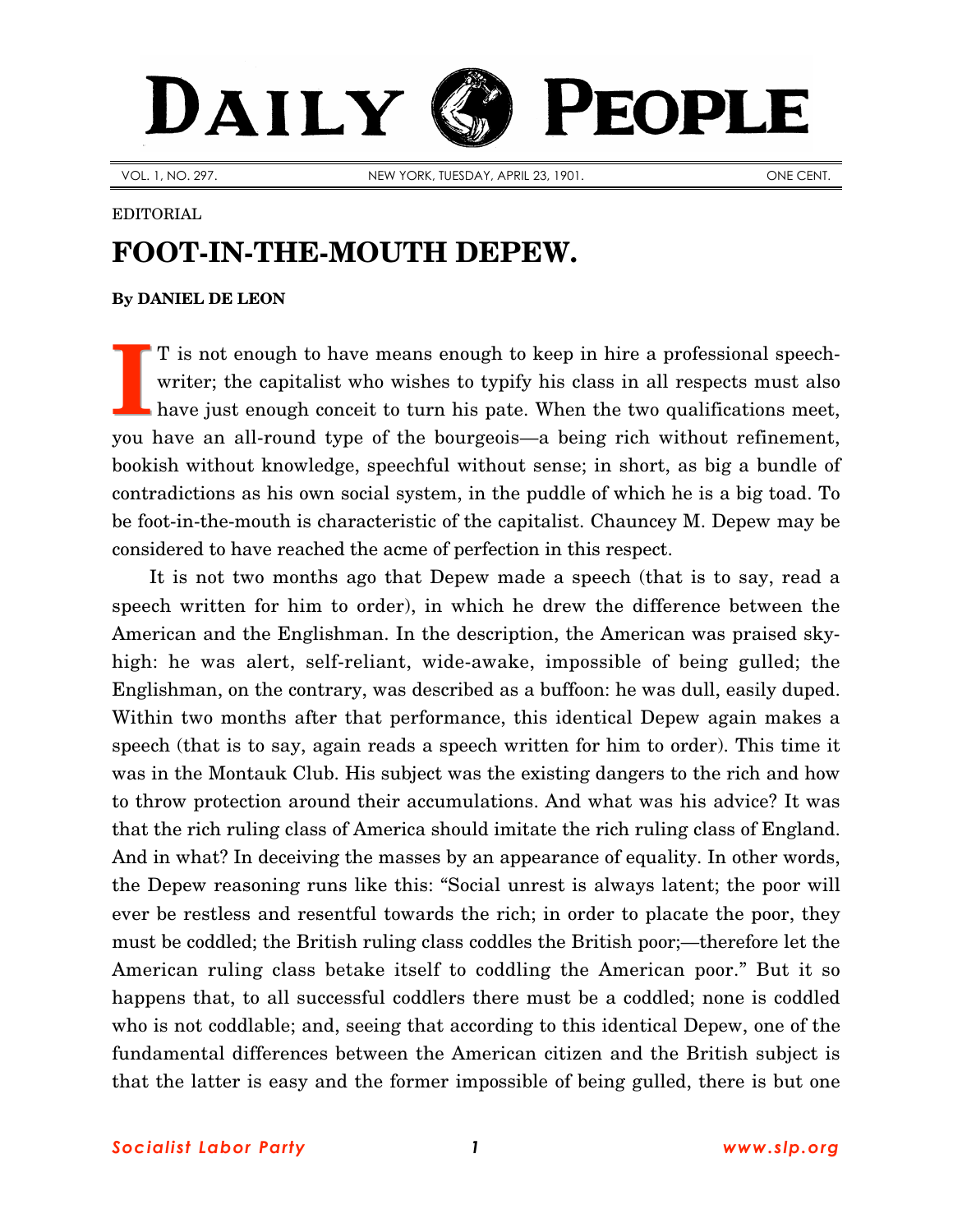# DAILY PEOPLE

VOL. 1, NO. 297. NEW YORK, TUESDAY, APRIL 23, 1901. ONE CENT.

EDITORIAL

## FOOT-IN-THE-MOUTH DEPEW.

**By DANIEL DE LEON**

IT is not enough to have means enough to keep in hire a professional speech-writer; the capitalist who wishes to typify his class in all respects must also have just enough conceit to turn his pate. When the two qualifications meet, you have an all-round type of the bourgeois—a being rich without refinement, bookish without knowledge, speechful without sense; in short, as big a bundle of contradictions as his own social system, in the puddle of which he is a big toad. To be foot-in-the-mouth is characteristic of the capitalist. Chauncey M. Depew may be considered to have reached the acme of perfection in this respect.

It is not two months ago that Depew made a speech (that is to say, read a speech written for him to order), in which he drew the difference between the American and the Englishman. In the description, the American was praised sky-high: he was alert, self-reliant, wide-awake, impossible of being gulled; the Englishman, on the contrary, was described as a buffoon: he was dull, easily duped. Within two months after that performance, this identical Depew again makes a speech (that is to say, again reads a speech written for him to order). This time it was in the Montauk Club. His subject was the existing dangers to the rich and how to throw protection around their accumulations. And what was his advice? It was that the rich ruling class of America should imitate the rich ruling class of England. And in what? In deceiving the masses by an appearance of equality. In other words, the Depew reasoning runs like this: "Social unrest is always latent; the poor will ever be restless and resentful towards the rich; in order to placate the poor, they must be coddled; the British ruling class coddles the British poor;—therefore let the American ruling class betake itself to coddling the American poor." But it so happens that, to all successful coddlers there must be a coddled; none is coddled who is not coddlable; and, seeing that according to this identical Depew, one of the fundamental differences between the American citizen and the British subject is that the latter is easy and the former impossible of being gulled, there is but one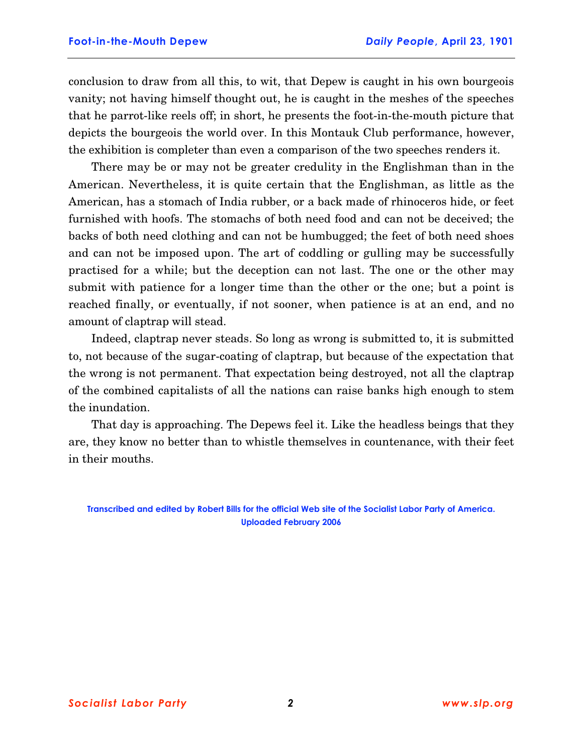conclusion to draw from all this, to wit, that Depew is caught in his own bourgeois vanity; not having himself thought out, he is caught in the meshes of the speeches that he parrot-like reels off; in short, he presents the foot-in-the-mouth picture that depicts the bourgeois the world over. In this Montauk Club performance, however, the exhibition is completer than even a comparison of the two speeches renders it.

There may be or may not be greater credulity in the Englishman than in the American. Nevertheless, it is quite certain that the Englishman, as little as the American, has a stomach of India rubber, or a back made of rhinoceros hide, or feet furnished with hoofs. The stomachs of both need food and can not be deceived; the backs of both need clothing and can not be humbugged; the feet of both need shoes and can not be imposed upon. The art of coddling or gulling may be successfully practised for a while; but the deception can not last. The one or the other may submit with patience for a longer time than the other or the one; but a point is reached finally, or eventually, if not sooner, when patience is at an end, and no amount of claptrap will stead.

Indeed, claptrap never steads. So long as wrong is submitted to, it is submitted to, not because of the sugar-coating of claptrap, but because of the expectation that the wrong is not permanent. That expectation being destroyed, not all the claptrap of the combined capitalists of all the nations can raise banks high enough to stem the inundation.

That day is approaching. The Depews feel it. Like the headless beings that they are, they know no better than to whistle themselves in countenance, with their feet in their mouths.

Transcribed and edited by Robert Bills for the official Web site of the Socialist Labor Party of America.
Uploaded February 2006